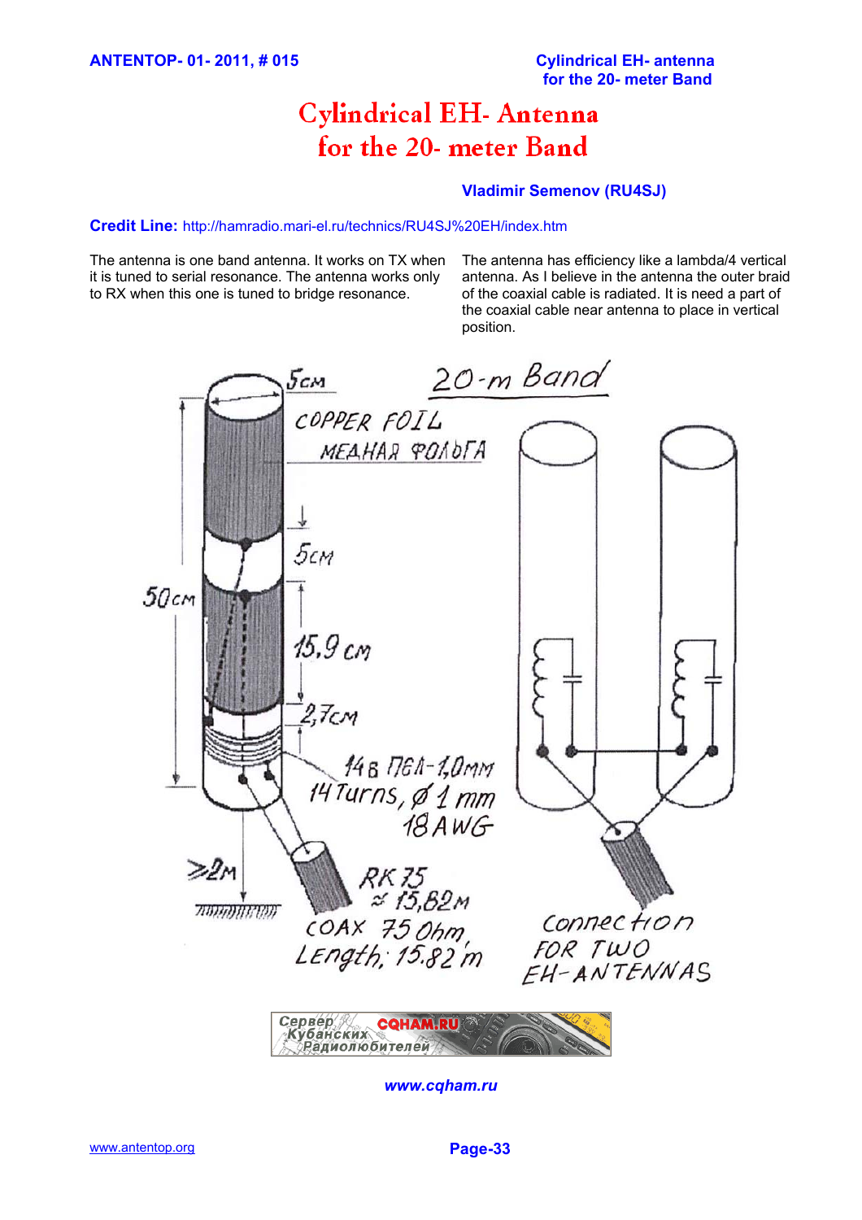# Cylindrical EH- Antenna for the 20- meter Band

**Vladimir Semenov (RU4SJ)**

**Credit Line:** http://hamradio.mari-el.ru/technics/RU4SJ%20EH/index.htm

The antenna is one band antenna. It works on TX when it is tuned to serial resonance. The antenna works only to RX when this one is tuned to bridge resonance.

The antenna has efficiency like a lambda/4 vertical antenna. As I believe in the antenna the outer braid of the coaxial cable is radiated. It is need a part of the coaxial cable near antenna to place in vertical position.

20-m Band

5cm

COPPER FOIL

МЕДНАЯ ФОЛЬГА

5cm

50cm

15,9 cm

2,7cm

14в ПЭЛ-1,0мм

14Turns, Ø 1 mm

18AWG

≥2м

RK 75

≈ 15,82м

COAX 75 Ohm,

Length: 15.82 m

Connection FOR TWO EH-ANTENNAS

www.cqham.ru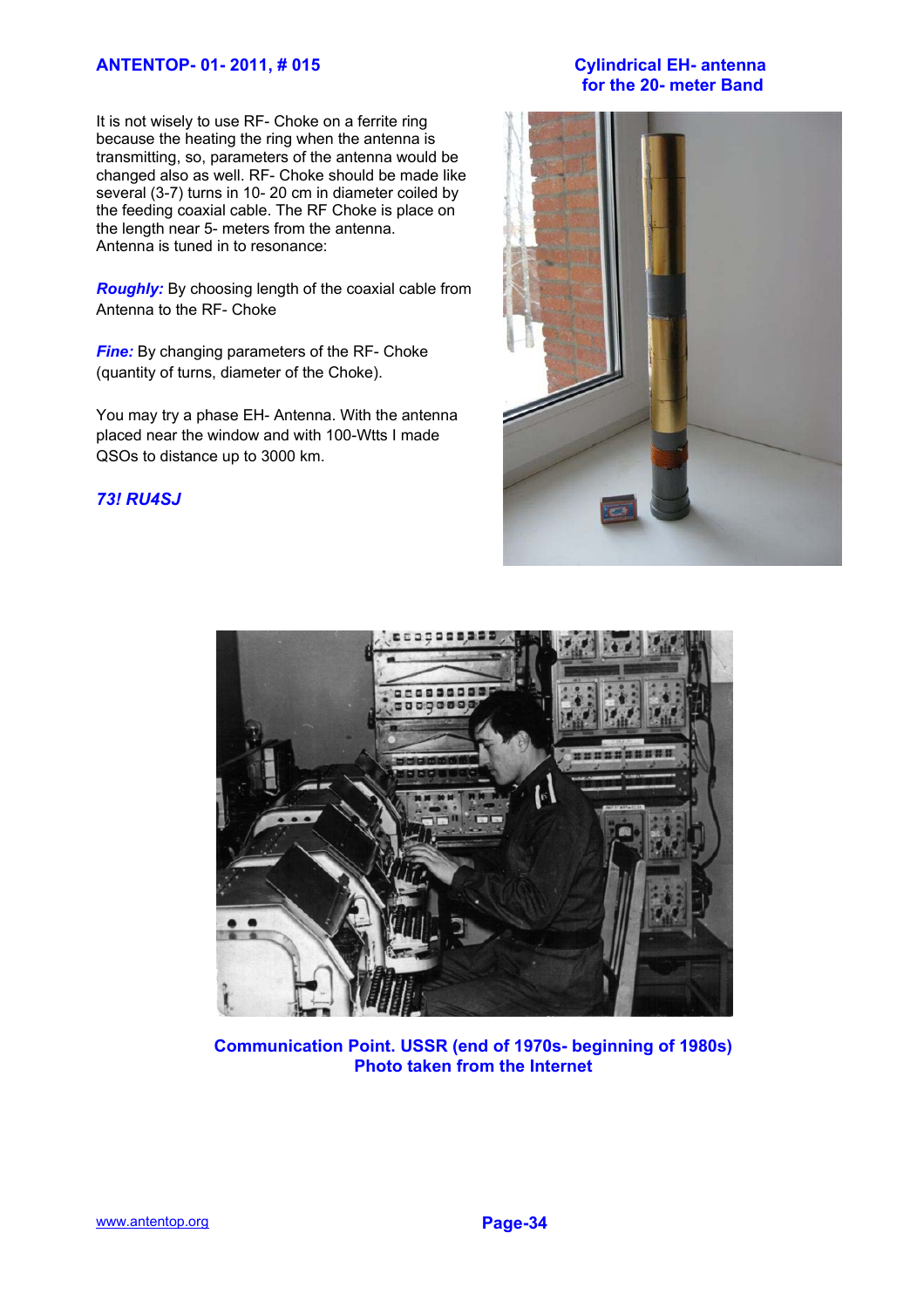It is not wisely to use RF- Choke on a ferrite ring because the heating the ring when the antenna is transmitting, so, parameters of the antenna would be changed also as well. RF- Choke should be made like several (3-7) turns in 10- 20 cm in diameter coiled by the feeding coaxial cable. The RF Choke is place on the length near 5- meters from the antenna.
Antenna is tuned in to resonance:

***Roughly:*** By choosing length of the coaxial cable from Antenna to the RF- Choke

***Fine:*** By changing parameters of the RF- Choke (quantity of turns, diameter of the Choke).

You may try a phase EH- Antenna. With the antenna placed near the window and with 100-Wtts I made QSOs to distance up to 3000 km.

***73! RU4SJ***

**Communication Point. USSR (end of 1970s- beginning of 1980s)**
**Photo taken from the Internet**